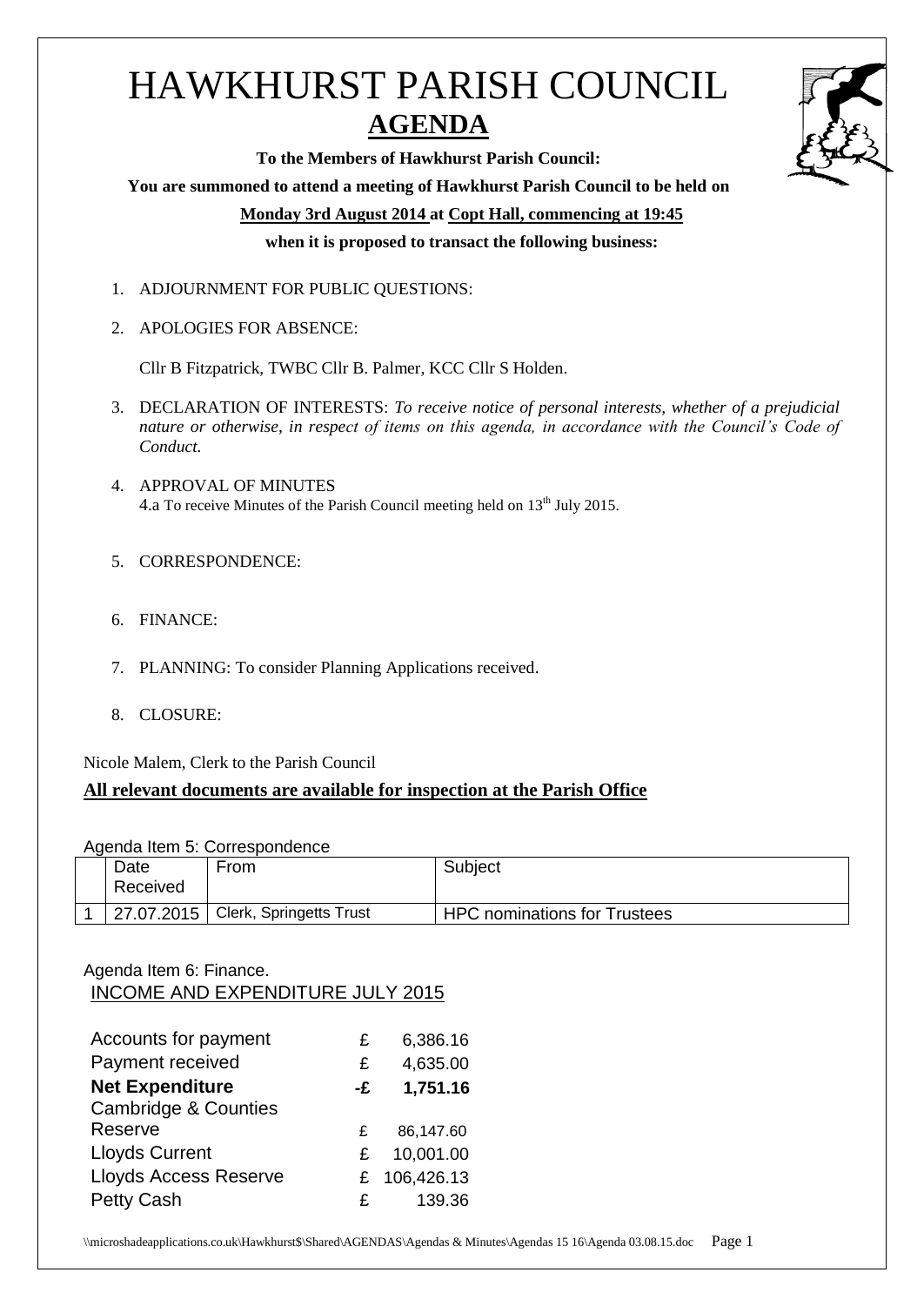# HAWKHURST PARISH COUNCIL

## AGENDA

**To the Members of Hawkhurst Parish Council:**

**You are summoned to attend a meeting of Hawkhurst Parish Council to be held on**

**Monday 3rd August 2014 at Copt Hall, commencing at 19:45**

**when it is proposed to transact the following business:**

1. ADJOURNMENT FOR PUBLIC QUESTIONS:
2. APOLOGIES FOR ABSENCE:

   Cllr B Fitzpatrick, TWBC Cllr B. Palmer, KCC Cllr S Holden.
3. DECLARATION OF INTERESTS: *To receive notice of personal interests, whether of a prejudicial nature or otherwise, in respect of items on this agenda, in accordance with the Council's Code of Conduct.*
4. APPROVAL OF MINUTES

   4.a To receive Minutes of the Parish Council meeting held on 13th July 2015.
5. CORRESPONDENCE:
6. FINANCE:
7. PLANNING: To consider Planning Applications received.
8. CLOSURE:

Nicole Malem, Clerk to the Parish Council

**All relevant documents are available for inspection at the Parish Office**

Agenda Item 5: Correspondence

| | Date Received | From | Subject |
|---|---|---|---|
| 1 | 27.07.2015 | Clerk, Springetts Trust | HPC nominations for Trustees |

Agenda Item 6: Finance.

INCOME AND EXPENDITURE JULY 2015

| | | |
|---|---|---|
| Accounts for payment | £ | 6,386.16 |
| Payment received | £ | 4,635.00 |
| **Net Expenditure** | **-£** | **1,751.16** |
| Cambridge & Counties Reserve | £ | 86,147.60 |
| Lloyds Current | £ | 10,001.00 |
| Lloyds Access Reserve | £ | 106,426.13 |
| Petty Cash | £ | 139.36 |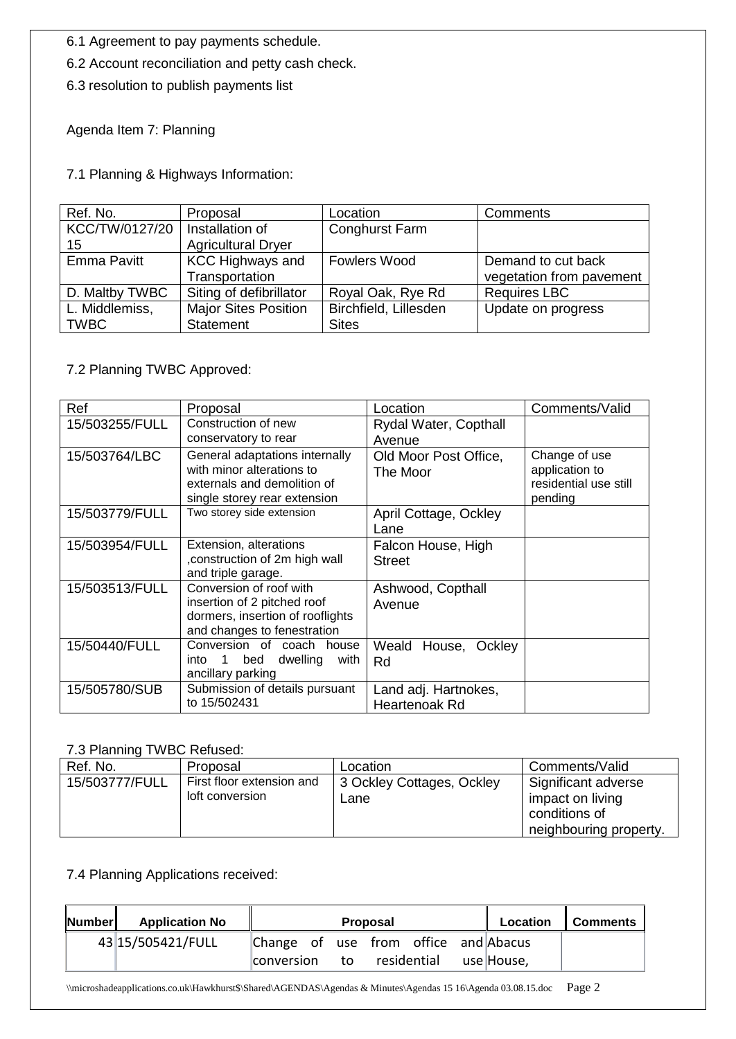6.1 Agreement to pay payments schedule.

6.2 Account reconciliation and petty cash check.

6.3 resolution to publish payments list

Agenda Item 7: Planning

7.1 Planning & Highways Information:

| Ref. No. | Proposal | Location | Comments |
|---|---|---|---|
| KCC/TW/0127/2015 | Installation of Agricultural Dryer | Conghurst Farm | |
| Emma Pavitt | KCC Highways and Transportation | Fowlers Wood | Demand to cut back vegetation from pavement |
| D. Maltby TWBC | Siting of defibrillator | Royal Oak, Rye Rd | Requires LBC |
| L. Middlemiss, TWBC | Major Sites Position Statement | Birchfield, Lillesden Sites | Update on progress |

7.2 Planning TWBC Approved:

| Ref | Proposal | Location | Comments/Valid |
|---|---|---|---|
| 15/503255/FULL | Construction of new conservatory to rear | Rydal Water, Copthall Avenue | |
| 15/503764/LBC | General adaptations internally with minor alterations to externals and demolition of single storey rear extension | Old Moor Post Office, The Moor | Change of use application to residential use still pending |
| 15/503779/FULL | Two storey side extension | April Cottage, Ockley Lane | |
| 15/503954/FULL | Extension, alterations ,construction of 2m high wall and triple garage. | Falcon House, High Street | |
| 15/503513/FULL | Conversion of roof with insertion of 2 pitched roof dormers, insertion of rooflights and changes to fenestration | Ashwood, Copthall Avenue | |
| 15/50440/FULL | Conversion of coach house into 1 bed dwelling with ancillary parking | Weald House, Ockley Rd | |
| 15/505780/SUB | Submission of details pursuant to 15/502431 | Land adj. Hartnokes, Heartenoak Rd | |

7.3 Planning TWBC Refused:

| Ref. No. | Proposal | Location | Comments/Valid |
|---|---|---|---|
| 15/503777/FULL | First floor extension and loft conversion | 3 Ockley Cottages, Ockley Lane | Significant adverse impact on living conditions of neighbouring property. |

7.4 Planning Applications received:

| Number | Application No | Proposal | Location | Comments |
|---|---|---|---|---|
| 43 | 15/505421/FULL | Change of use from office and conversion to residential use | Abacus House, | |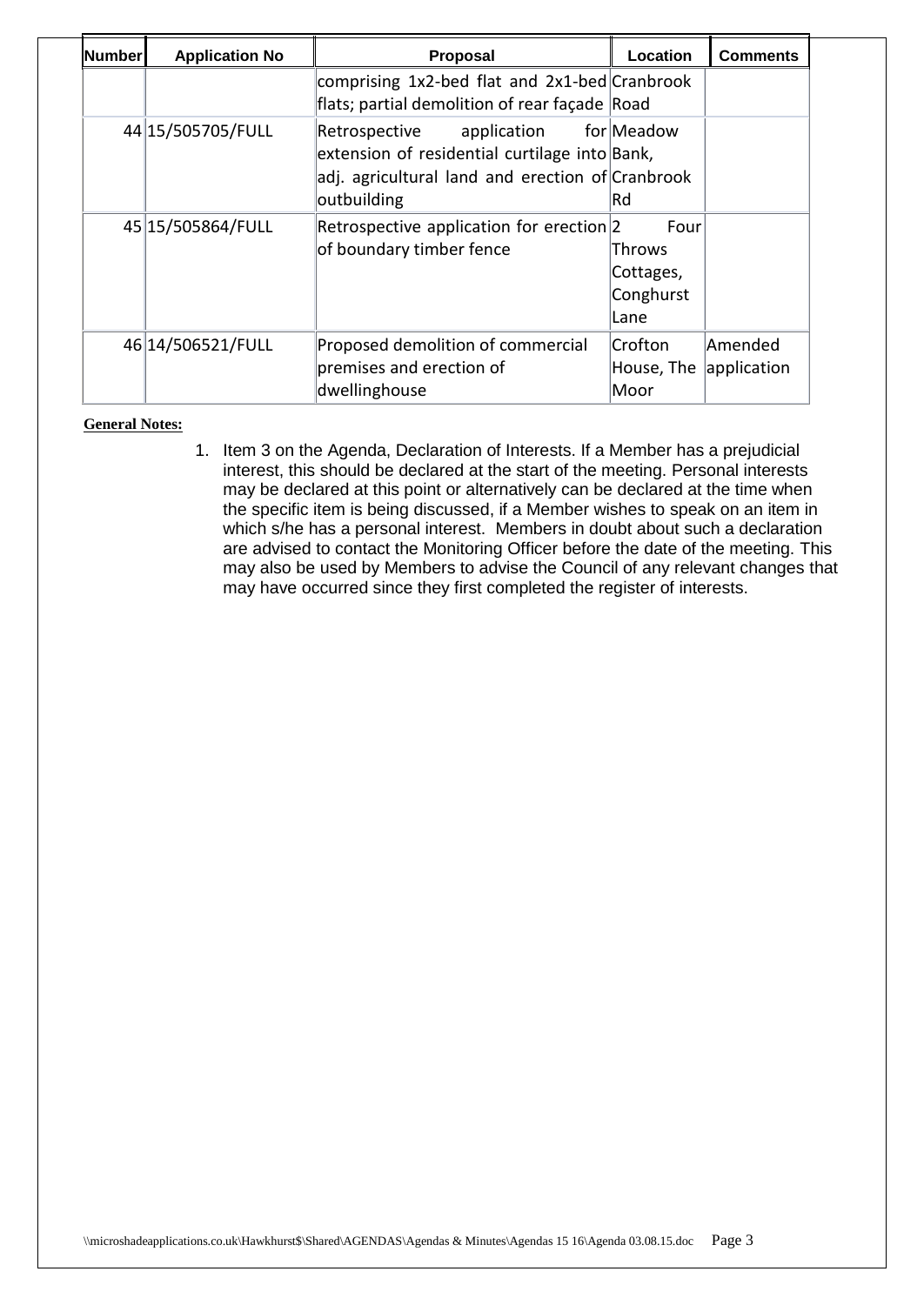| Number | Application No | Proposal | Location | Comments |
|---|---|---|---|---|
| | | comprising 1x2-bed flat and 2x1-bed flats; partial demolition of rear façade | Cranbrook Road | |
| 44 | 15/505705/FULL | Retrospective application for extension of residential curtilage into adj. agricultural land and erection of outbuilding | Meadow Bank, Cranbrook Rd | |
| 45 | 15/505864/FULL | Retrospective application for erection of boundary timber fence | 2 Four Throws Cottages, Conghurst Lane | |
| 46 | 14/506521/FULL | Proposed demolition of commercial premises and erection of dwellinghouse | Crofton House, The Moor | Amended application |

**General Notes:**

1. Item 3 on the Agenda, Declaration of Interests. If a Member has a prejudicial interest, this should be declared at the start of the meeting. Personal interests may be declared at this point or alternatively can be declared at the time when the specific item is being discussed, if a Member wishes to speak on an item in which s/he has a personal interest. Members in doubt about such a declaration are advised to contact the Monitoring Officer before the date of the meeting. This may also be used by Members to advise the Council of any relevant changes that may have occurred since they first completed the register of interests.